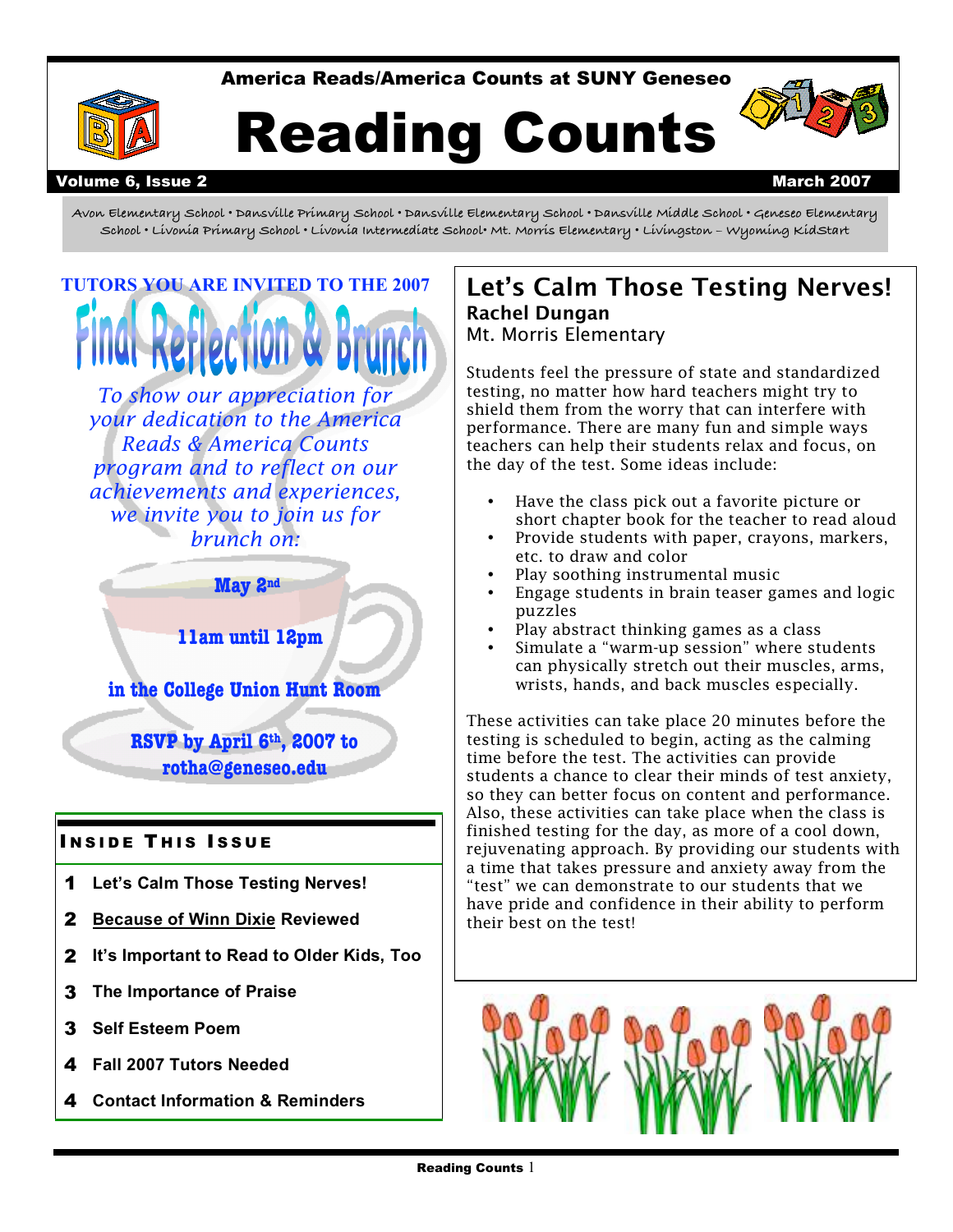America Reads/America Counts at SUNY Geneseo

# Reading Counts

**Volume 6, Issue 2** **March 2007**

Avon Elementary School • Dansville Primary School • Dansville Elementary School • Dansville Middle School • Geneseo Elementary School • Livonia Primary School • Livonia Intermediate School• Mt. Morris Elementary • Livingston – Wyoming KidStart

**TUTORS YOU ARE INVITED TO THE 2007**

## Final Reflection & Brunch

*To show our appreciation for your dedication to the America Reads & America Counts program and to reflect on our achievements and experiences, we invite you to join us for brunch on:*

**May 2nd**

**11am until 12pm**

**in the College Union Hunt Room**

**RSVP by April 6th, 2007 to rotha@geneseo.edu**

### INSIDE THIS ISSUE

- **1** Let's Calm Those Testing Nerves!
- **2** Because of Winn Dixie Reviewed
- **2** It's Important to Read to Older Kids, Too
- **3** The Importance of Praise
- **3** Self Esteem Poem
- **4** Fall 2007 Tutors Needed
- **4** Contact Information & Reminders

## Let's Calm Those Testing Nerves!

**Rachel Dungan**
Mt. Morris Elementary

Students feel the pressure of state and standardized testing, no matter how hard teachers might try to shield them from the worry that can interfere with performance. There are many fun and simple ways teachers can help their students relax and focus, on the day of the test. Some ideas include:

- Have the class pick out a favorite picture or short chapter book for the teacher to read aloud
- Provide students with paper, crayons, markers, etc. to draw and color
- Play soothing instrumental music
- Engage students in brain teaser games and logic puzzles
- Play abstract thinking games as a class
- Simulate a "warm-up session" where students can physically stretch out their muscles, arms, wrists, hands, and back muscles especially.

These activities can take place 20 minutes before the testing is scheduled to begin, acting as the calming time before the test. The activities can provide students a chance to clear their minds of test anxiety, so they can better focus on content and performance. Also, these activities can take place when the class is finished testing for the day, as more of a cool down, rejuvenating approach. By providing our students with a time that takes pressure and anxiety away from the "test" we can demonstrate to our students that we have pride and confidence in their ability to perform their best on the test!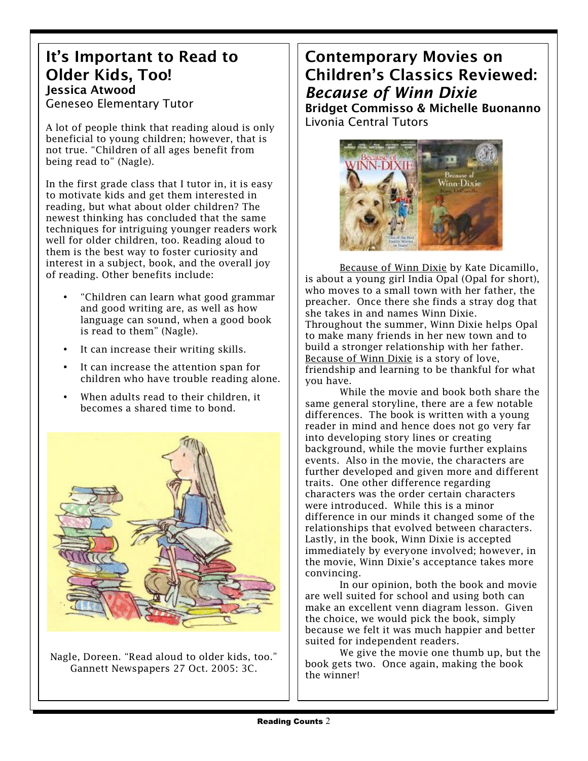## It's Important to Read to Older Kids, Too!

**Jessica Atwood**
Geneseo Elementary Tutor

A lot of people think that reading aloud is only beneficial to young children; however, that is not true. "Children of all ages benefit from being read to" (Nagle).

In the first grade class that I tutor in, it is easy to motivate kids and get them interested in reading, but what about older children? The newest thinking has concluded that the same techniques for intriguing younger readers work well for older children, too. Reading aloud to them is the best way to foster curiosity and interest in a subject, book, and the overall joy of reading. Other benefits include:

- "Children can learn what good grammar and good writing are, as well as how language can sound, when a good book is read to them" (Nagle).
- It can increase their writing skills.
- It can increase the attention span for children who have trouble reading alone.
- When adults read to their children, it becomes a shared time to bond.

Nagle, Doreen. "Read aloud to older kids, too." Gannett Newspapers 27 Oct. 2005: 3C.

## Contemporary Movies on Children's Classics Reviewed: *Because of Winn Dixie*

**Bridget Commisso & Michelle Buonanno**
Livonia Central Tutors

Because of Winn Dixie by Kate Dicamillo, is about a young girl India Opal (Opal for short), who moves to a small town with her father, the preacher. Once there she finds a stray dog that she takes in and names Winn Dixie. Throughout the summer, Winn Dixie helps Opal to make many friends in her new town and to build a stronger relationship with her father. Because of Winn Dixie is a story of love, friendship and learning to be thankful for what you have.

While the movie and book both share the same general storyline, there are a few notable differences. The book is written with a young reader in mind and hence does not go very far into developing story lines or creating background, while the movie further explains events. Also in the movie, the characters are further developed and given more and different traits. One other difference regarding characters was the order certain characters were introduced. While this is a minor difference in our minds it changed some of the relationships that evolved between characters. Lastly, in the book, Winn Dixie is accepted immediately by everyone involved; however, in the movie, Winn Dixie's acceptance takes more convincing.

In our opinion, both the book and movie are well suited for school and using both can make an excellent venn diagram lesson. Given the choice, we would pick the book, simply because we felt it was much happier and better suited for independent readers.

We give the movie one thumb up, but the book gets two. Once again, making the book the winner!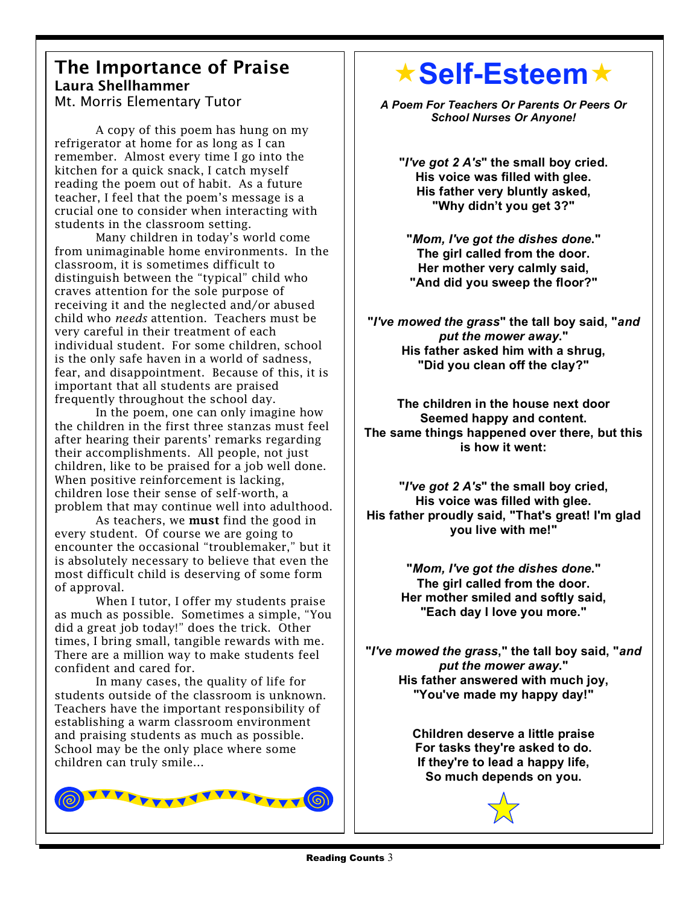## The Importance of Praise

**Laura Shellhammer**

Mt. Morris Elementary Tutor

A copy of this poem has hung on my refrigerator at home for as long as I can remember. Almost every time I go into the kitchen for a quick snack, I catch myself reading the poem out of habit. As a future teacher, I feel that the poem's message is a crucial one to consider when interacting with students in the classroom setting.

Many children in today's world come from unimaginable home environments. In the classroom, it is sometimes difficult to distinguish between the "typical" child who craves attention for the sole purpose of receiving it and the neglected and/or abused child who *needs* attention. Teachers must be very careful in their treatment of each individual student. For some children, school is the only safe haven in a world of sadness, fear, and disappointment. Because of this, it is important that all students are praised frequently throughout the school day.

In the poem, one can only imagine how the children in the first three stanzas must feel after hearing their parents' remarks regarding their accomplishments. All people, not just children, like to be praised for a job well done. When positive reinforcement is lacking, children lose their sense of self-worth, a problem that may continue well into adulthood.

As teachers, we **must** find the good in every student. Of course we are going to encounter the occasional "troublemaker," but it is absolutely necessary to believe that even the most difficult child is deserving of some form of approval.

When I tutor, I offer my students praise as much as possible. Sometimes a simple, "You did a great job today!" does the trick. Other times, I bring small, tangible rewards with me. There are a million way to make students feel confident and cared for.

In many cases, the quality of life for students outside of the classroom is unknown. Teachers have the important responsibility of establishing a warm classroom environment and praising students as much as possible. School may be the only place where some children can truly smile...

# ★Self-Esteem★

***A Poem For Teachers Or Parents Or Peers Or School Nurses Or Anyone!***

**"*I've got 2 A's*" the small boy cried.**
**His voice was filled with glee.**
**His father very bluntly asked,**
**"Why didn't you get 3?"**

**"*Mom, I've got the dishes done*."**
**The girl called from the door.**
**Her mother very calmly said,**
**"And did you sweep the floor?"**

**"*I've mowed the grass*" the tall boy said, "*and put the mower away*."**
**His father asked him with a shrug,**
**"Did you clean off the clay?"**

**The children in the house next door**
**Seemed happy and content.**
**The same things happened over there, but this is how it went:**

**"*I've got 2 A's*" the small boy cried,**
**His voice was filled with glee.**
**His father proudly said, "That's great! I'm glad you live with me!"**

**"*Mom, I've got the dishes done*."**
**The girl called from the door.**
**Her mother smiled and softly said,**
**"Each day I love you more."**

**"*I've mowed the grass*," the tall boy said, "*and put the mower away*."**
**His father answered with much joy,**
**"You've made my happy day!"**

**Children deserve a little praise**
**For tasks they're asked to do.**
**If they're to lead a happy life,**
**So much depends on you.**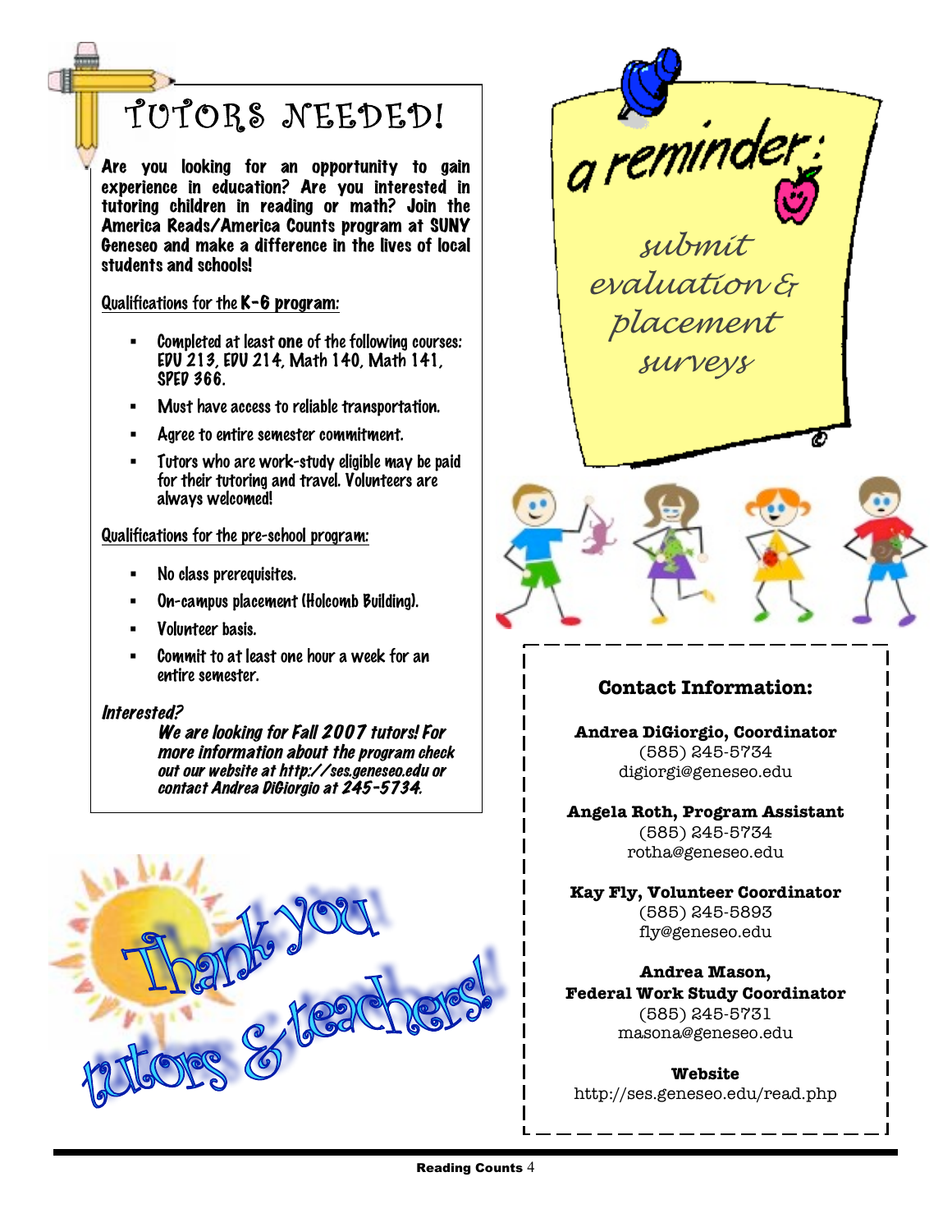# TUTORS NEEDED!

**Are you looking for an opportunity to gain experience in education? Are you interested in tutoring children in reading or math? Join the America Reads/America Counts program at SUNY Geneseo and make a difference in the lives of local students and schools!**

Qualifications for the **K-6 program**:

- Completed at least **one** of the following courses: EDU 213, EDU 214, Math 140, Math 141, SPED 366.
- Must have access to reliable transportation.
- Agree to entire semester commitment.
- Tutors who are work-study eligible may be paid for their tutoring and travel. Volunteers are always welcomed!

Qualifications for the pre-school program:

- No class prerequisites.
- On-campus placement (Holcomb Building).
- Volunteer basis.
- Commit to at least one hour a week for an entire semester.

*Interested?*

***We are looking for Fall 2007 tutors! For more information about the program check out our website at http://ses.geneseo.edu or contact Andrea DiGiorgio at 245-5734.***

Thank you tutors & teachers!

a reminder:

*submit evaluation & placement surveys*

## Contact Information:

**Andrea DiGiorgio, Coordinator**
(585) 245-5734
digiorgi@geneseo.edu

**Angela Roth, Program Assistant**
(585) 245-5734
rotha@geneseo.edu

**Kay Fly, Volunteer Coordinator**
(585) 245-5893
fly@geneseo.edu

**Andrea Mason,**
**Federal Work Study Coordinator**
(585) 245-5731
masona@geneseo.edu

**Website**
http://ses.geneseo.edu/read.php